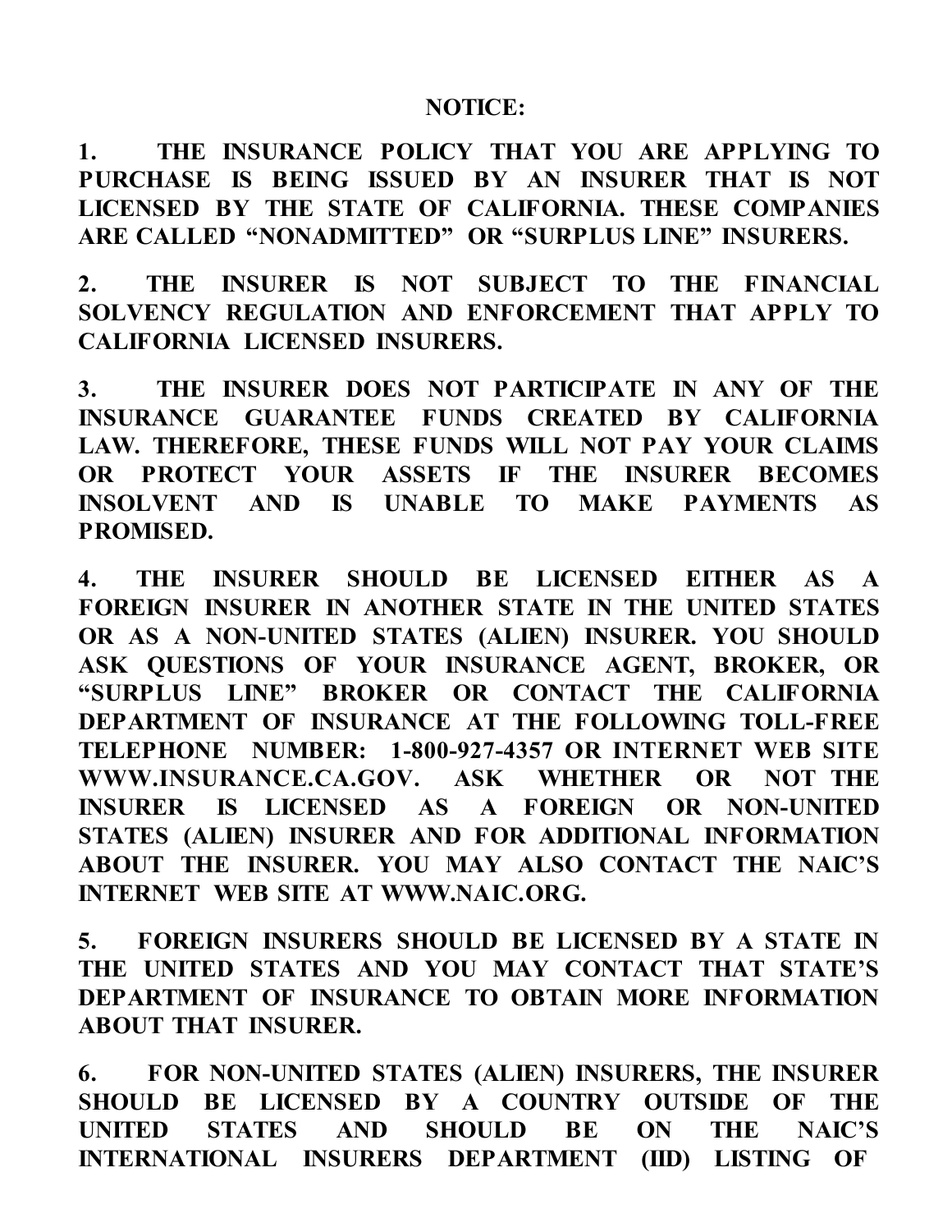**NOTICE:**

**1. THE INSURANCE POLICY THAT YOU ARE APPLYING TO PURCHASE IS BEING ISSUED BY AN INSURER THAT IS NOT LICENSED BY THE STATE OF CALIFORNIA. THESE COMPANIES ARE CALLED "NONADMITTED" OR "SURPLUS LINE" INSURERS.**

**2. THE INSURER IS NOT SUBJECT TO THE FINANCIAL SOLVENCY REGULATION AND ENFORCEMENT THAT APPLY TO CALIFORNIA LICENSED INSURERS.**

**3. THE INSURER DOES NOT PARTICIPATE IN ANY OF THE INSURANCE GUARANTEE FUNDS CREATED BY CALIFORNIA LAW. THEREFORE, THESE FUNDS WILL NOT PAY YOUR CLAIMS OR PROTECT YOUR ASSETS IF THE INSURER BECOMES INSOLVENT AND IS UNABLE TO MAKE PAYMENTS AS PROMISED.**

**4. THE INSURER SHOULD BE LICENSED EITHER AS A FOREIGN INSURER IN ANOTHER STATE IN THE UNITED STATES OR AS A NON-UNITED STATES (ALIEN) INSURER. YOU SHOULD ASK QUESTIONS OF YOUR INSURANCE AGENT, BROKER, OR "SURPLUS LINE" BROKER OR CONTACT THE CALIFORNIA DEPARTMENT OF INSURANCE AT THE FOLLOWING TOLL-FREE TELEPHONE NUMBER: 1-800-927-4357 OR INTERNET WEB SITE WWW.INSURANCE.CA.GOV. ASK WHETHER OR NOT THE INSURER IS LICENSED AS A FOREIGN OR NON-UNITED STATES (ALIEN) INSURER AND FOR ADDITIONAL INFORMATION ABOUT THE INSURER. YOU MAY ALSO CONTACT THE NAIC'S INTERNET WEB SITE AT WWW.NAIC.ORG.**

**5. FOREIGN INSURERS SHOULD BE LICENSED BY A STATE IN THE UNITED STATES AND YOU MAY CONTACT THAT STATE'S DEPARTMENT OF INSURANCE TO OBTAIN MORE INFORMATION ABOUT THAT INSURER.**

**6. FOR NON-UNITED STATES (ALIEN) INSURERS, THE INSURER SHOULD BE LICENSED BY A COUNTRY OUTSIDE OF THE UNITED STATES AND SHOULD BE ON THE NAIC'S INTERNATIONAL INSURERS DEPARTMENT (IID) LISTING OF**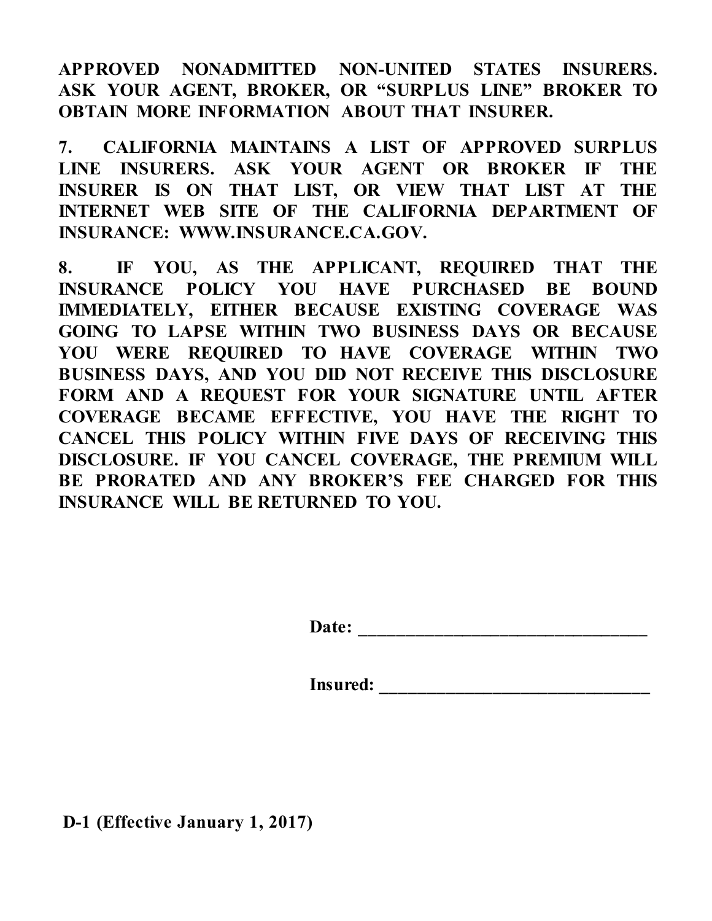**APPROVED NONADMITTED NON-UNITED STATES INSURERS. ASK YOUR AGENT, BROKER, OR "SURPLUS LINE" BROKER TO OBTAIN MORE INFORMATION ABOUT THAT INSURER.**

**7. CALIFORNIA MAINTAINS A LIST OF APPROVED SURPLUS LINE INSURERS. ASK YOUR AGENT OR BROKER IF THE INSURER IS ON THAT LIST, OR VIEW THAT LIST AT THE INTERNET WEB SITE OF THE CALIFORNIA DEPARTMENT OF INSURANCE: WWW.INSURANCE.CA.GOV.**

**8. IF YOU, AS THE APPLICANT, REQUIRED THAT THE INSURANCE POLICY YOU HAVE PURCHASED BE BOUND IMMEDIATELY, EITHER BECAUSE EXISTING COVERAGE WAS GOING TO LAPSE WITHIN TWO BUSINESS DAYS OR BECAUSE YOU WERE REQUIRED TO HAVE COVERAGE WITHIN TWO BUSINESS DAYS, AND YOU DID NOT RECEIVE THIS DISCLOSURE FORM AND A REQUEST FOR YOUR SIGNATURE UNTIL AFTER COVERAGE BECAME EFFECTIVE, YOU HAVE THE RIGHT TO CANCEL THIS POLICY WITHIN FIVE DAYS OF RECEIVING THIS DISCLOSURE. IF YOU CANCEL COVERAGE, THE PREMIUM WILL BE PRORATED AND ANY BROKER'S FEE CHARGED FOR THIS INSURANCE WILL BE RETURNED TO YOU.**

**Date: ________________________________**

**Insured: ______________________________**

**D-1 (Effective January 1, 2017)**